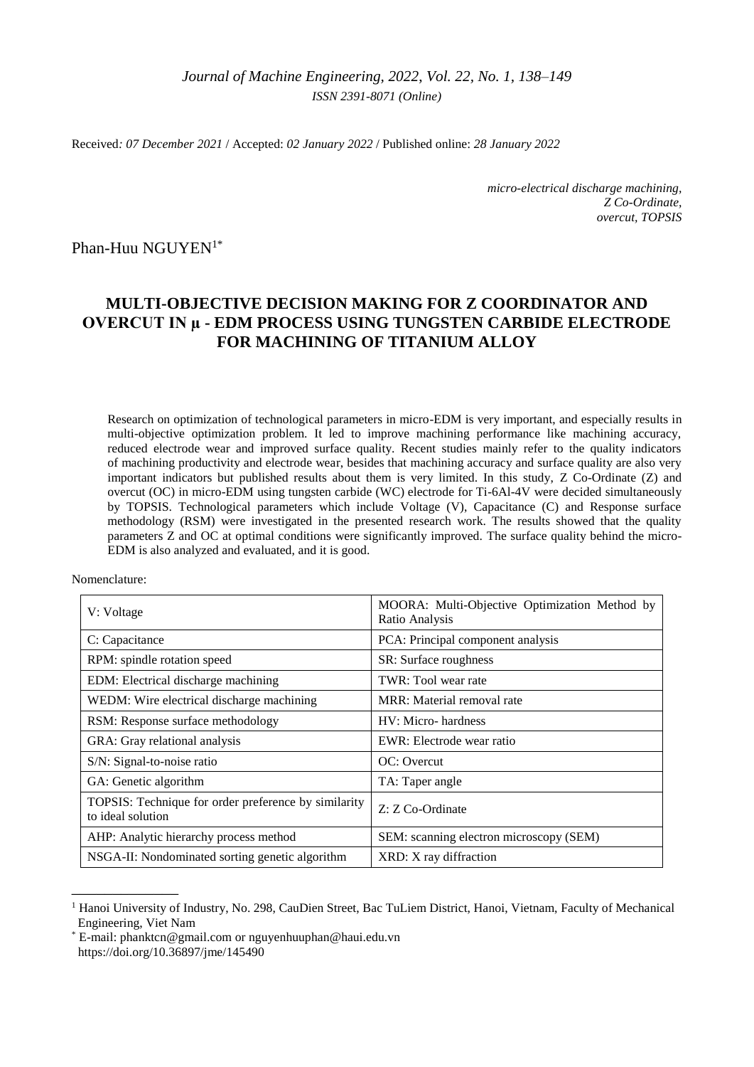Received*: 07 December 2021* / Accepted: *02 January 2022* / Published online: *28 January 2022*

*micro-electrical discharge machining,*
*Z Co-Ordinate,*
*overcut, TOPSIS*

Phan-Huu NGUYEN[1*]

# MULTI-OBJECTIVE DECISION MAKING FOR Z COORDINATOR AND OVERCUT IN μ - EDM PROCESS USING TUNGSTEN CARBIDE ELECTRODE FOR MACHINING OF TITANIUM ALLOY

Research on optimization of technological parameters in micro-EDM is very important, and especially results in multi-objective optimization problem. It led to improve machining performance like machining accuracy, reduced electrode wear and improved surface quality. Recent studies mainly refer to the quality indicators of machining productivity and electrode wear, besides that machining accuracy and surface quality are also very important indicators but published results about them is very limited. In this study, Z Co-Ordinate (Z) and overcut (OC) in micro-EDM using tungsten carbide (WC) electrode for Ti-6Al-4V were decided simultaneously by TOPSIS. Technological parameters which include Voltage (V), Capacitance (C) and Response surface methodology (RSM) were investigated in the presented research work. The results showed that the quality parameters Z and OC at optimal conditions were significantly improved. The surface quality behind the micro-EDM is also analyzed and evaluated, and it is good.

Nomenclature:

| | |
|---|---|
| V: Voltage | MOORA: Multi-Objective Optimization Method by Ratio Analysis |
| C: Capacitance | PCA: Principal component analysis |
| RPM: spindle rotation speed | SR: Surface roughness |
| EDM: Electrical discharge machining | TWR: Tool wear rate |
| WEDM: Wire electrical discharge machining | MRR: Material removal rate |
| RSM: Response surface methodology | HV: Micro- hardness |
| GRA: Gray relational analysis | EWR: Electrode wear ratio |
| S/N: Signal-to-noise ratio | OC: Overcut |
| GA: Genetic algorithm | TA: Taper angle |
| TOPSIS: Technique for order preference by similarity to ideal solution | Z: Z Co-Ordinate |
| AHP: Analytic hierarchy process method | SEM: scanning electron microscopy (SEM) |
| NSGA-II: Nondominated sorting genetic algorithm | XRD: X ray diffraction |

[1] Hanoi University of Industry, No. 298, CauDien Street, Bac TuLiem District, Hanoi, Vietnam, Faculty of Mechanical Engineering, Viet Nam

[*] E-mail: phanktcn@gmail.com or nguyenhuuphan@haui.edu.vn
https://doi.org/10.36897/jme/145490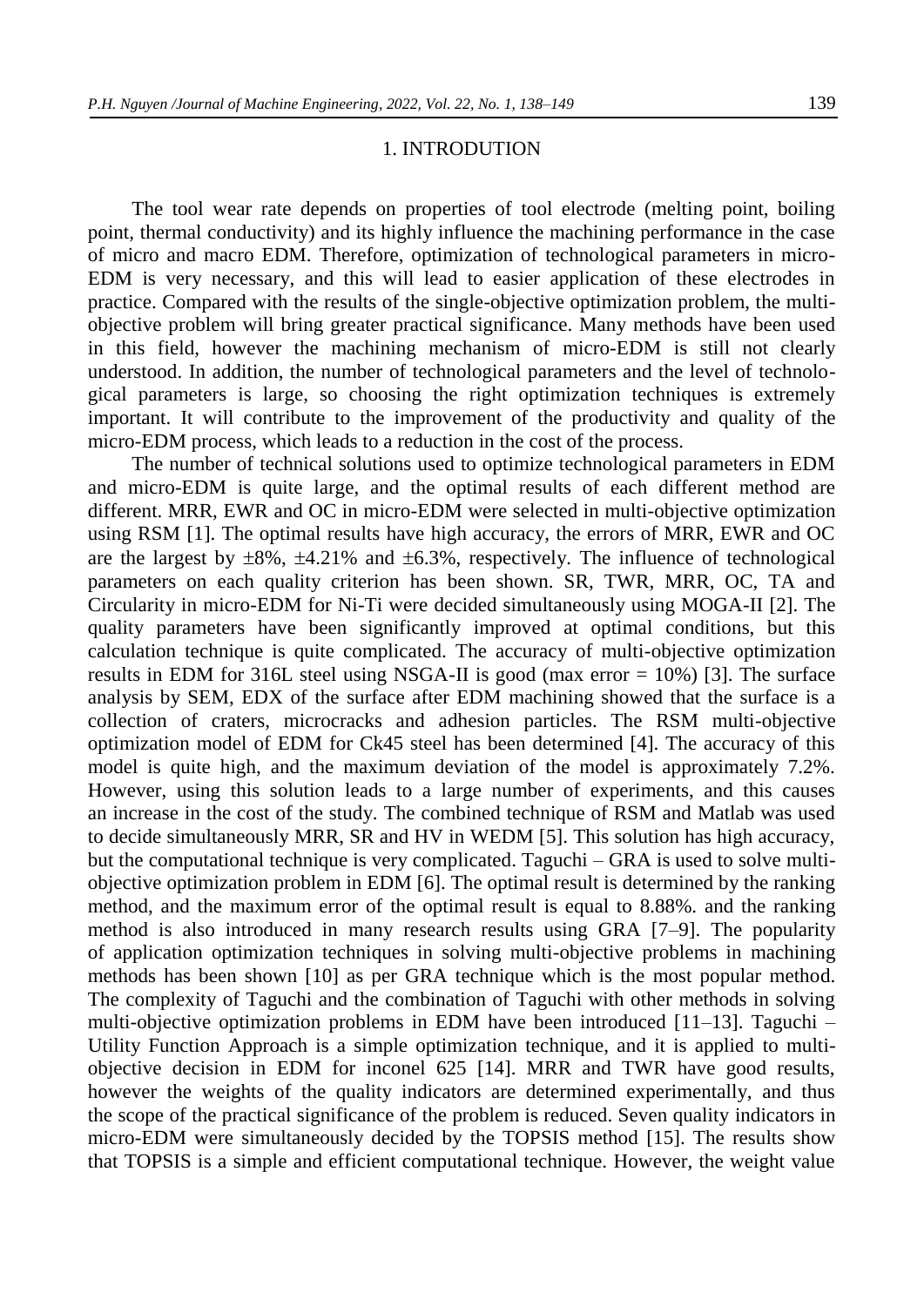## 1. INTRODUTION

The tool wear rate depends on properties of tool electrode (melting point, boiling point, thermal conductivity) and its highly influence the machining performance in the case of micro and macro EDM. Therefore, optimization of technological parameters in micro-EDM is very necessary, and this will lead to easier application of these electrodes in practice. Compared with the results of the single-objective optimization problem, the multi-objective problem will bring greater practical significance. Many methods have been used in this field, however the machining mechanism of micro-EDM is still not clearly understood. In addition, the number of technological parameters and the level of technological parameters is large, so choosing the right optimization techniques is extremely important. It will contribute to the improvement of the productivity and quality of the micro-EDM process, which leads to a reduction in the cost of the process.

The number of technical solutions used to optimize technological parameters in EDM and micro-EDM is quite large, and the optimal results of each different method are different. MRR, EWR and OC in micro-EDM were selected in multi-objective optimization using RSM [1]. The optimal results have high accuracy, the errors of MRR, EWR and OC are the largest by ±8%, ±4.21% and ±6.3%, respectively. The influence of technological parameters on each quality criterion has been shown. SR, TWR, MRR, OC, TA and Circularity in micro-EDM for Ni-Ti were decided simultaneously using MOGA-II [2]. The quality parameters have been significantly improved at optimal conditions, but this calculation technique is quite complicated. The accuracy of multi-objective optimization results in EDM for 316L steel using NSGA-II is good (max error = 10%) [3]. The surface analysis by SEM, EDX of the surface after EDM machining showed that the surface is a collection of craters, microcracks and adhesion particles. The RSM multi-objective optimization model of EDM for Ck45 steel has been determined [4]. The accuracy of this model is quite high, and the maximum deviation of the model is approximately 7.2%. However, using this solution leads to a large number of experiments, and this causes an increase in the cost of the study. The combined technique of RSM and Matlab was used to decide simultaneously MRR, SR and HV in WEDM [5]. This solution has high accuracy, but the computational technique is very complicated. Taguchi – GRA is used to solve multi-objective optimization problem in EDM [6]. The optimal result is determined by the ranking method, and the maximum error of the optimal result is equal to 8.88%. and the ranking method is also introduced in many research results using GRA [7–9]. The popularity of application optimization techniques in solving multi-objective problems in machining methods has been shown [10] as per GRA technique which is the most popular method. The complexity of Taguchi and the combination of Taguchi with other methods in solving multi-objective optimization problems in EDM have been introduced [11–13]. Taguchi – Utility Function Approach is a simple optimization technique, and it is applied to multi-objective decision in EDM for inconel 625 [14]. MRR and TWR have good results, however the weights of the quality indicators are determined experimentally, and thus the scope of the practical significance of the problem is reduced. Seven quality indicators in micro-EDM were simultaneously decided by the TOPSIS method [15]. The results show that TOPSIS is a simple and efficient computational technique. However, the weight value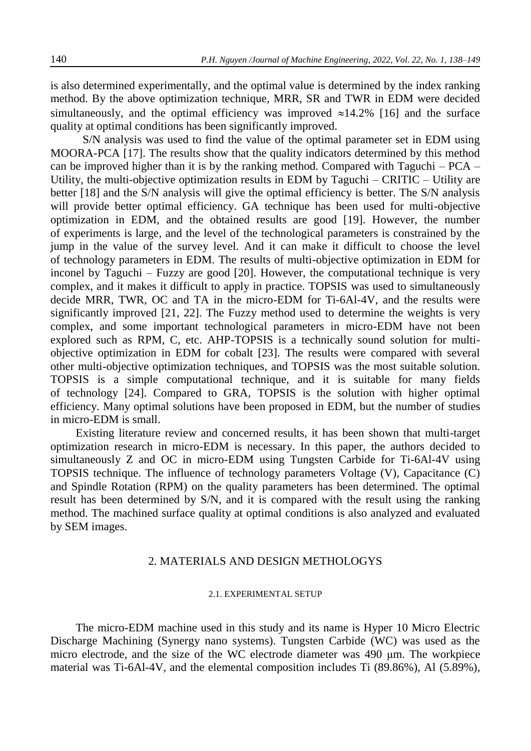is also determined experimentally, and the optimal value is determined by the index ranking method. By the above optimization technique, MRR, SR and TWR in EDM were decided simultaneously, and the optimal efficiency was improved ≈14.2% [16] and the surface quality at optimal conditions has been significantly improved.

S/N analysis was used to find the value of the optimal parameter set in EDM using MOORA-PCA [17]. The results show that the quality indicators determined by this method can be improved higher than it is by the ranking method. Compared with Taguchi – PCA – Utility, the multi-objective optimization results in EDM by Taguchi – CRITIC – Utility are better [18] and the S/N analysis will give the optimal efficiency is better. The S/N analysis will provide better optimal efficiency. GA technique has been used for multi-objective optimization in EDM, and the obtained results are good [19]. However, the number of experiments is large, and the level of the technological parameters is constrained by the jump in the value of the survey level. And it can make it difficult to choose the level of technology parameters in EDM. The results of multi-objective optimization in EDM for inconel by Taguchi – Fuzzy are good [20]. However, the computational technique is very complex, and it makes it difficult to apply in practice. TOPSIS was used to simultaneously decide MRR, TWR, OC and TA in the micro-EDM for Ti-6Al-4V, and the results were significantly improved [21, 22]. The Fuzzy method used to determine the weights is very complex, and some important technological parameters in micro-EDM have not been explored such as RPM, C, etc. AHP-TOPSIS is a technically sound solution for multi-objective optimization in EDM for cobalt [23]. The results were compared with several other multi-objective optimization techniques, and TOPSIS was the most suitable solution. TOPSIS is a simple computational technique, and it is suitable for many fields of technology [24]. Compared to GRA, TOPSIS is the solution with higher optimal efficiency. Many optimal solutions have been proposed in EDM, but the number of studies in micro-EDM is small.

Existing literature review and concerned results, it has been shown that multi-target optimization research in micro-EDM is necessary. In this paper, the authors decided to simultaneously Z and OC in micro-EDM using Tungsten Carbide for Ti-6Al-4V using TOPSIS technique. The influence of technology parameters Voltage (V), Capacitance (C) and Spindle Rotation (RPM) on the quality parameters has been determined. The optimal result has been determined by S/N, and it is compared with the result using the ranking method. The machined surface quality at optimal conditions is also analyzed and evaluated by SEM images.

## 2. MATERIALS AND DESIGN METHOLOGYS

### 2.1. EXPERIMENTAL SETUP

The micro-EDM machine used in this study and its name is Hyper 10 Micro Electric Discharge Machining (Synergy nano systems). Tungsten Carbide (WC) was used as the micro electrode, and the size of the WC electrode diameter was 490 μm. The workpiece material was Ti-6Al-4V, and the elemental composition includes Ti (89.86%), Al (5.89%),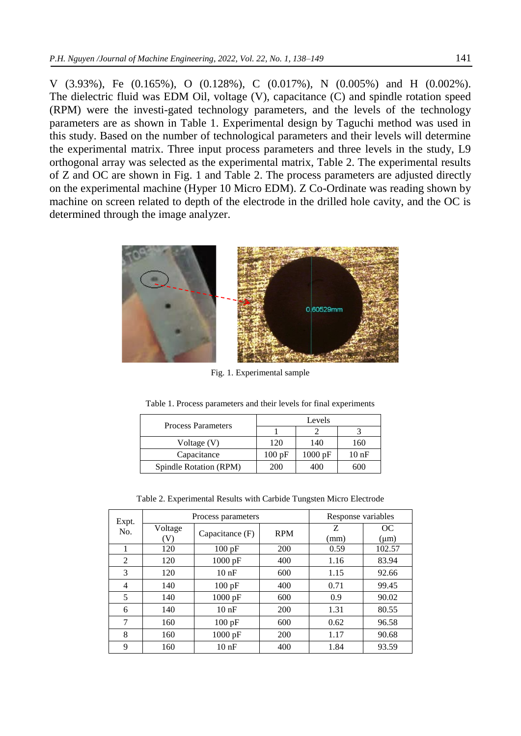V (3.93%), Fe (0.165%), O (0.128%), C (0.017%), N (0.005%) and H (0.002%). The dielectric fluid was EDM Oil, voltage (V), capacitance (C) and spindle rotation speed (RPM) were the investi-gated technology parameters, and the levels of the technology parameters are as shown in Table 1. Experimental design by Taguchi method was used in this study. Based on the number of technological parameters and their levels will determine the experimental matrix. Three input process parameters and three levels in the study, L9 orthogonal array was selected as the experimental matrix, Table 2. The experimental results of Z and OC are shown in Fig. 1 and Table 2. The process parameters are adjusted directly on the experimental machine (Hyper 10 Micro EDM). Z Co-Ordinate was reading shown by machine on screen related to depth of the electrode in the drilled hole cavity, and the OC is determined through the image analyzer.

Fig. 1. Experimental sample

Table 1. Process parameters and their levels for final experiments

| Process Parameters | Levels | | |
|---|---|---|---|
| | 1 | 2 | 3 |
| Voltage (V) | 120 | 140 | 160 |
| Capacitance | 100 pF | 1000 pF | 10 nF |
| Spindle Rotation (RPM) | 200 | 400 | 600 |

Table 2. Experimental Results with Carbide Tungsten Micro Electrode

| Expt. No. | Process parameters | | | Response variables | |
|---|---|---|---|---|---|
| | Voltage (V) | Capacitance (F) | RPM | Z (mm) | OC (μm) |
| 1 | 120 | 100 pF | 200 | 0.59 | 102.57 |
| 2 | 120 | 1000 pF | 400 | 1.16 | 83.94 |
| 3 | 120 | 10 nF | 600 | 1.15 | 92.66 |
| 4 | 140 | 100 pF | 400 | 0.71 | 99.45 |
| 5 | 140 | 1000 pF | 600 | 0.9 | 90.02 |
| 6 | 140 | 10 nF | 200 | 1.31 | 80.55 |
| 7 | 160 | 100 pF | 600 | 0.62 | 96.58 |
| 8 | 160 | 1000 pF | 200 | 1.17 | 90.68 |
| 9 | 160 | 10 nF | 400 | 1.84 | 93.59 |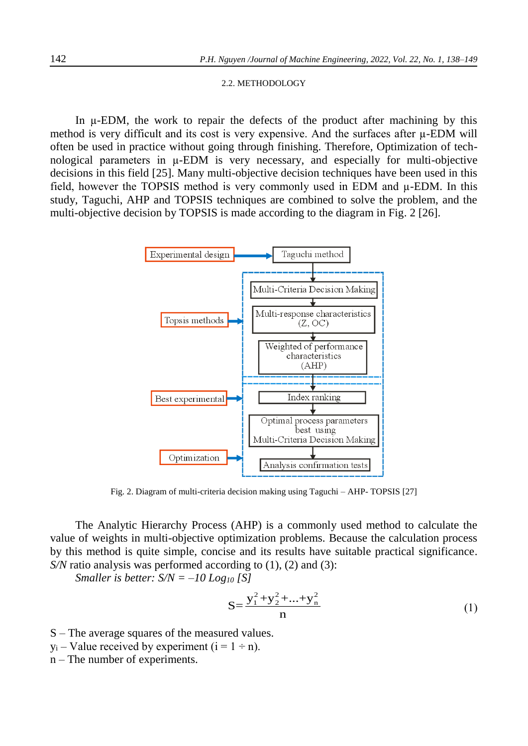### 2.2. METHODOLOGY

In μ-EDM, the work to repair the defects of the product after machining by this method is very difficult and its cost is very expensive. And the surfaces after μ-EDM will often be used in practice without going through finishing. Therefore, Optimization of technological parameters in μ-EDM is very necessary, and especially for multi-objective decisions in this field [25]. Many multi-objective decision techniques have been used in this field, however the TOPSIS method is very commonly used in EDM and μ-EDM. In this study, Taguchi, AHP and TOPSIS techniques are combined to solve the problem, and the multi-objective decision by TOPSIS is made according to the diagram in Fig. 2 [26].

Experimental design → Taguchi method

Topsis methods → Multi-Criteria Decision Making → Multi-response characteristics (Z, OC) → Weighted of performance characteristics (AHP)

Best experimental → Index ranking → Optimal process parameters best using Multi-Criteria Decision Making

Optimization → Analysis confirmation tests

Fig. 2. Diagram of multi-criteria decision making using Taguchi – AHP- TOPSIS [27]

The Analytic Hierarchy Process (AHP) is a commonly used method to calculate the value of weights in multi-objective optimization problems. Because the calculation process by this method is quite simple, concise and its results have suitable practical significance. *S/N* ratio analysis was performed according to (1), (2) and (3):

*Smaller is better:* $S/N = -10 \log_{10} [S]$

$$S = \frac{y_1^2 + y_2^2 + \ldots + y_n^2}{n} \tag{1}$$

S – The average squares of the measured values.
$y_i$ – Value received by experiment ($i = 1 \div n$).
n – The number of experiments.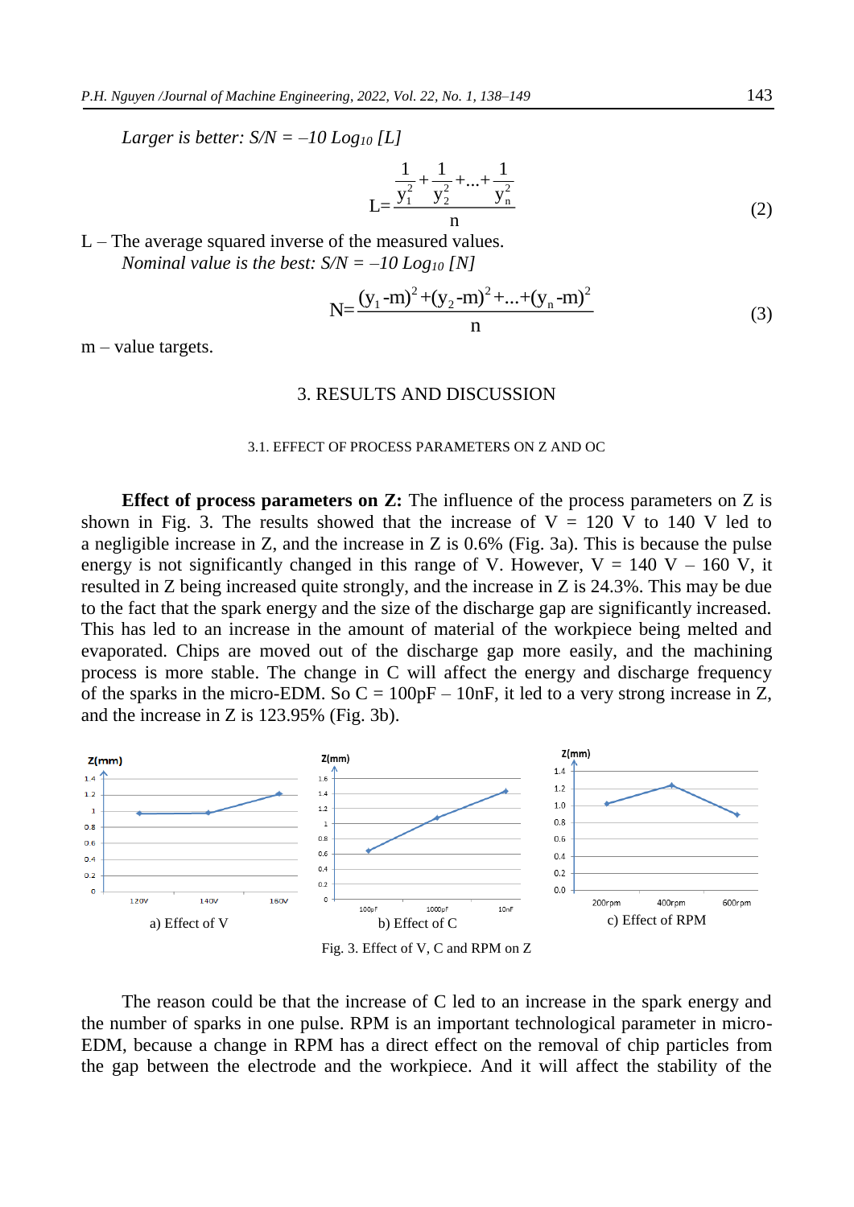*Larger is better: S/N = –10 Log₁₀ [L]*

$$L = \frac{\frac{1}{y_1^2} + \frac{1}{y_2^2} + ... + \frac{1}{y_n^2}}{n} \tag{2}$$

L – The average squared inverse of the measured values.

*Nominal value is the best: S/N = –10 Log₁₀ [N]*

$$N = \frac{(y_1 - m)^2 + (y_2 - m)^2 + ... + (y_n - m)^2}{n} \tag{3}$$

m – value targets.

## 3. RESULTS AND DISCUSSION

### 3.1. EFFECT OF PROCESS PARAMETERS ON Z AND OC

**Effect of process parameters on Z:** The influence of the process parameters on Z is shown in Fig. 3. The results showed that the increase of V = 120 V to 140 V led to a negligible increase in Z, and the increase in Z is 0.6% (Fig. 3a). This is because the pulse energy is not significantly changed in this range of V. However, V = 140 V – 160 V, it resulted in Z being increased quite strongly, and the increase in Z is 24.3%. This may be due to the fact that the spark energy and the size of the discharge gap are significantly increased. This has led to an increase in the amount of material of the workpiece being melted and evaporated. Chips are moved out of the discharge gap more easily, and the machining process is more stable. The change in C will affect the energy and discharge frequency of the sparks in the micro-EDM. So C = 100pF – 10nF, it led to a very strong increase in Z, and the increase in Z is 123.95% (Fig. 3b).

a) Effect of V    b) Effect of C    c) Effect of RPM

Fig. 3. Effect of V, C and RPM on Z

The reason could be that the increase of C led to an increase in the spark energy and the number of sparks in one pulse. RPM is an important technological parameter in micro-EDM, because a change in RPM has a direct effect on the removal of chip particles from the gap between the electrode and the workpiece. And it will affect the stability of the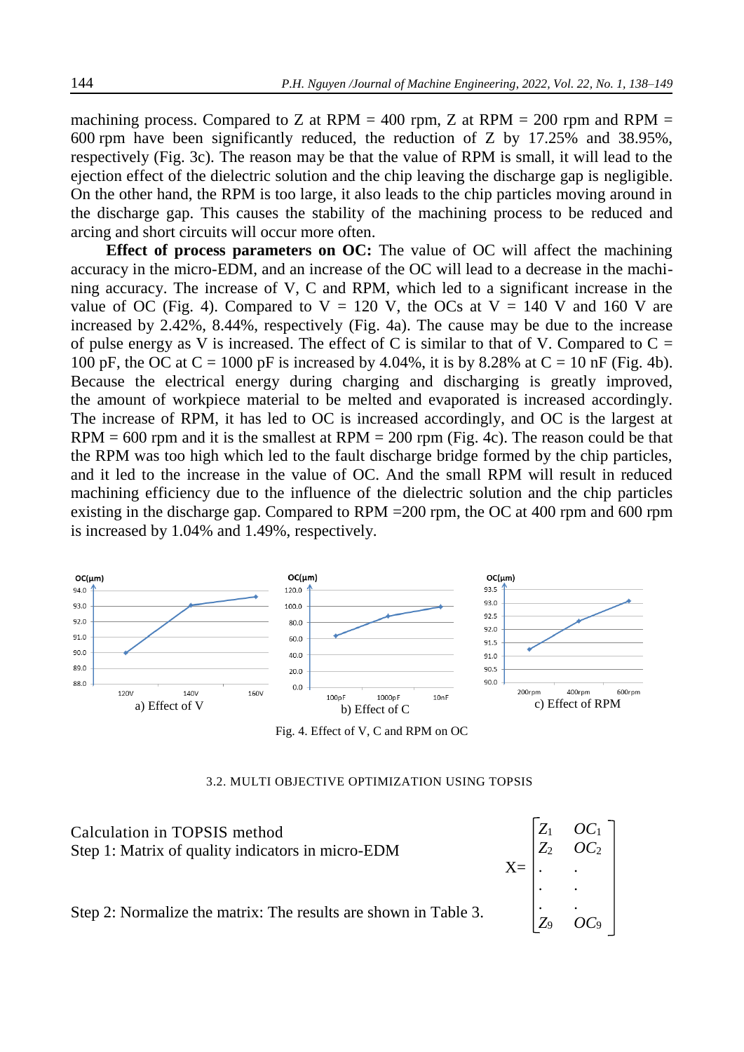machining process. Compared to Z at RPM = 400 rpm, Z at RPM = 200 rpm and RPM = 600 rpm have been significantly reduced, the reduction of Z by 17.25% and 38.95%, respectively (Fig. 3c). The reason may be that the value of RPM is small, it will lead to the ejection effect of the dielectric solution and the chip leaving the discharge gap is negligible. On the other hand, the RPM is too large, it also leads to the chip particles moving around in the discharge gap. This causes the stability of the machining process to be reduced and arcing and short circuits will occur more often.

**Effect of process parameters on OC:** The value of OC will affect the machining accuracy in the micro-EDM, and an increase of the OC will lead to a decrease in the machining accuracy. The increase of V, C and RPM, which led to a significant increase in the value of OC (Fig. 4). Compared to V = 120 V, the OCs at V = 140 V and 160 V are increased by 2.42%, 8.44%, respectively (Fig. 4a). The cause may be due to the increase of pulse energy as V is increased. The effect of C is similar to that of V. Compared to C = 100 pF, the OC at C = 1000 pF is increased by 4.04%, it is by 8.28% at C = 10 nF (Fig. 4b). Because the electrical energy during charging and discharging is greatly improved, the amount of workpiece material to be melted and evaporated is increased accordingly. The increase of RPM, it has led to OC is increased accordingly, and OC is the largest at RPM = 600 rpm and it is the smallest at RPM = 200 rpm (Fig. 4c). The reason could be that the RPM was too high which led to the fault discharge bridge formed by the chip particles, and it led to the increase in the value of OC. And the small RPM will result in reduced machining efficiency due to the influence of the dielectric solution and the chip particles existing in the discharge gap. Compared to RPM =200 rpm, the OC at 400 rpm and 600 rpm is increased by 1.04% and 1.49%, respectively.

a) Effect of V

b) Effect of C

c) Effect of RPM

Fig. 4. Effect of V, C and RPM on OC

### 3.2. MULTI OBJECTIVE OPTIMIZATION USING TOPSIS

Calculation in TOPSIS method

Step 1: Matrix of quality indicators in micro-EDM

$$X = \begin{bmatrix} Z_1 & OC_1 \\ Z_2 & OC_2 \\ . & . \\ . & . \\ . & . \\ Z_9 & OC_9 \end{bmatrix}$$

Step 2: Normalize the matrix: The results are shown in Table 3.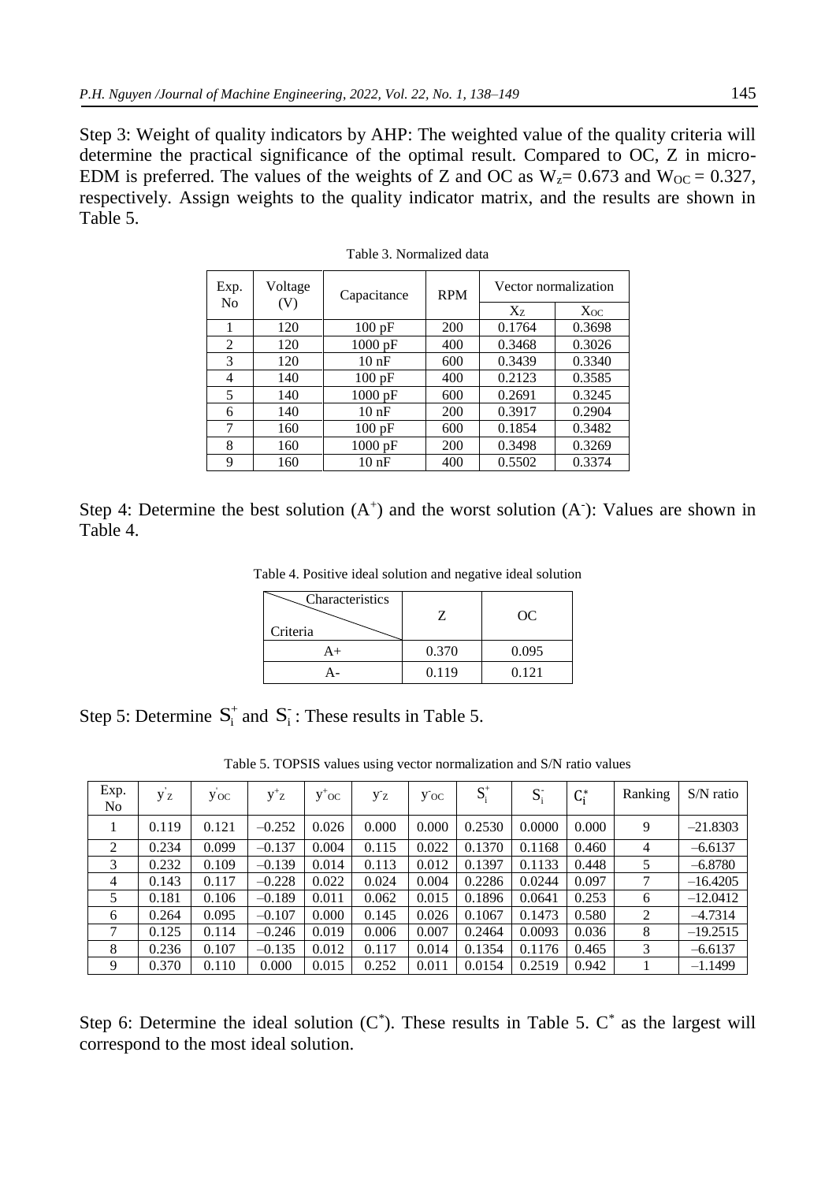Step 3: Weight of quality indicators by AHP: The weighted value of the quality criteria will determine the practical significance of the optimal result. Compared to OC, Z in micro-EDM is preferred. The values of the weights of Z and OC as $W_z = 0.673$ and $W_{OC} = 0.327$, respectively. Assign weights to the quality indicator matrix, and the results are shown in Table 5.

Table 3. Normalized data

| Exp. No | Voltage (V) | Capacitance | RPM | Vector normalization | |
|---|---|---|---|---|---|
| | | | | $X_Z$ | $X_{OC}$ |
| 1 | 120 | 100 pF | 200 | 0.1764 | 0.3698 |
| 2 | 120 | 1000 pF | 400 | 0.3468 | 0.3026 |
| 3 | 120 | 10 nF | 600 | 0.3439 | 0.3340 |
| 4 | 140 | 100 pF | 400 | 0.2123 | 0.3585 |
| 5 | 140 | 1000 pF | 600 | 0.2691 | 0.3245 |
| 6 | 140 | 10 nF | 200 | 0.3917 | 0.2904 |
| 7 | 160 | 100 pF | 600 | 0.1854 | 0.3482 |
| 8 | 160 | 1000 pF | 200 | 0.3498 | 0.3269 |
| 9 | 160 | 10 nF | 400 | 0.5502 | 0.3374 |

Step 4: Determine the best solution ($A^+$) and the worst solution ($A^-$): Values are shown in Table 4.

Table 4. Positive ideal solution and negative ideal solution

| Criteria \ Characteristics | Z | OC |
|---|---|---|
| A+ | 0.370 | 0.095 |
| A- | 0.119 | 0.121 |

Step 5: Determine $S_i^+$ and $S_i^-$: These results in Table 5.

Table 5. TOPSIS values using vector normalization and S/N ratio values

| Exp. No | $y'_Z$ | $y'_{OC}$ | $y^+_Z$ | $y^+_{OC}$ | $y^-_Z$ | $y^-_{OC}$ | $S_i^+$ | $S_i^-$ | $C_i^*$ | Ranking | S/N ratio |
|---|---|---|---|---|---|---|---|---|---|---|---|
| 1 | 0.119 | 0.121 | –0.252 | 0.026 | 0.000 | 0.000 | 0.2530 | 0.0000 | 0.000 | 9 | –21.8303 |
| 2 | 0.234 | 0.099 | –0.137 | 0.004 | 0.115 | 0.022 | 0.1370 | 0.1168 | 0.460 | 4 | –6.6137 |
| 3 | 0.232 | 0.109 | –0.139 | 0.014 | 0.113 | 0.012 | 0.1397 | 0.1133 | 0.448 | 5 | –6.8780 |
| 4 | 0.143 | 0.117 | –0.228 | 0.022 | 0.024 | 0.004 | 0.2286 | 0.0244 | 0.097 | 7 | –16.4205 |
| 5 | 0.181 | 0.106 | –0.189 | 0.011 | 0.062 | 0.015 | 0.1896 | 0.0641 | 0.253 | 6 | –12.0412 |
| 6 | 0.264 | 0.095 | –0.107 | 0.000 | 0.145 | 0.026 | 0.1067 | 0.1473 | 0.580 | 2 | –4.7314 |
| 7 | 0.125 | 0.114 | –0.246 | 0.019 | 0.006 | 0.007 | 0.2464 | 0.0093 | 0.036 | 8 | –19.2515 |
| 8 | 0.236 | 0.107 | –0.135 | 0.012 | 0.117 | 0.014 | 0.1354 | 0.1176 | 0.465 | 3 | –6.6137 |
| 9 | 0.370 | 0.110 | 0.000 | 0.015 | 0.252 | 0.011 | 0.0154 | 0.2519 | 0.942 | 1 | –1.1499 |

Step 6: Determine the ideal solution ($C^*$). These results in Table 5. $C^*$ as the largest will correspond to the most ideal solution.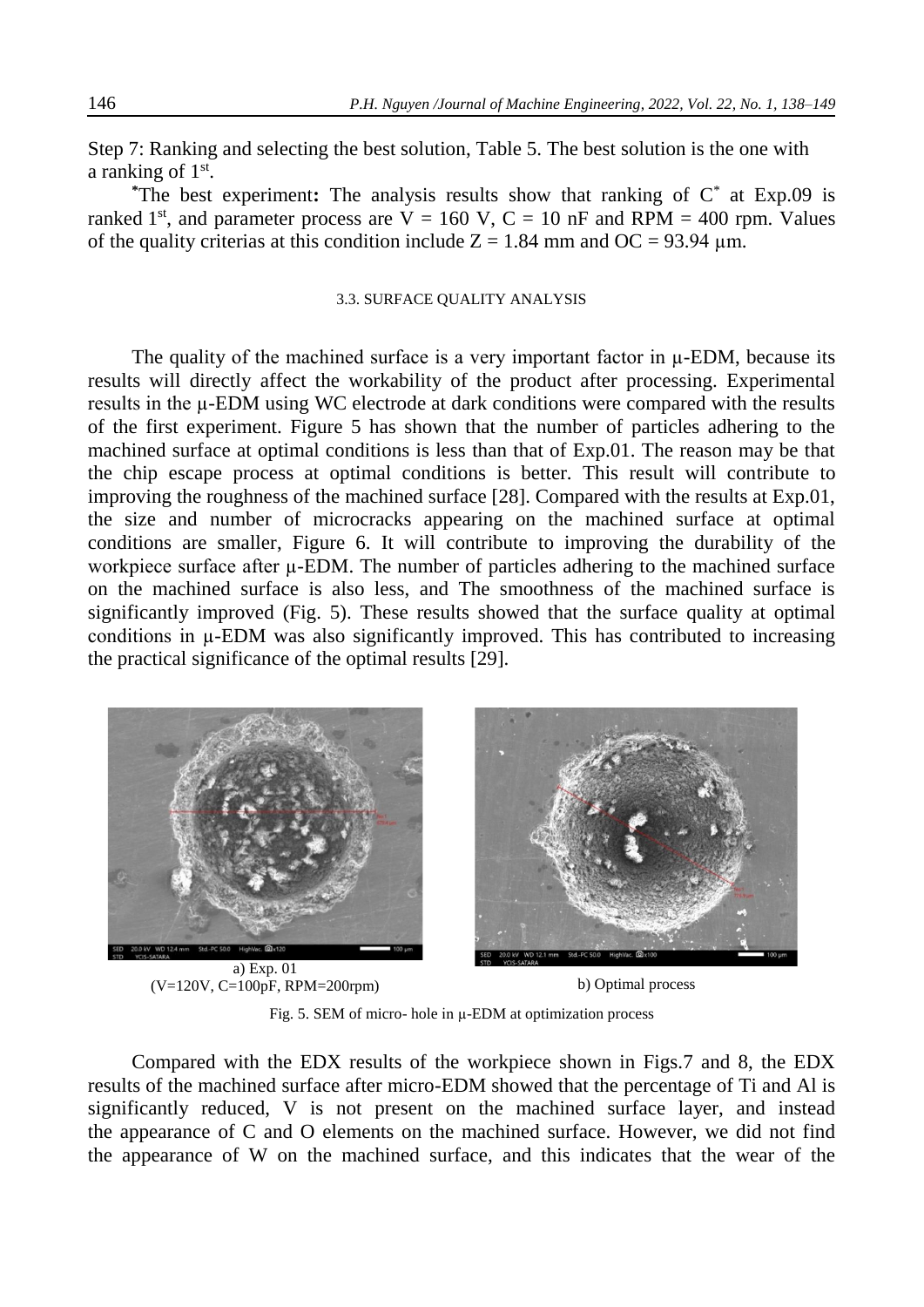Step 7: Ranking and selecting the best solution, Table 5. The best solution is the one with a ranking of 1st.

***The best experiment:** The analysis results show that ranking of $C^*$ at Exp.09 is ranked 1st, and parameter process are V = 160 V, C = 10 nF and RPM = 400 rpm. Values of the quality criterias at this condition include Z = 1.84 mm and OC = 93.94 μm.

### 3.3. SURFACE QUALITY ANALYSIS

The quality of the machined surface is a very important factor in μ-EDM, because its results will directly affect the workability of the product after processing. Experimental results in the μ-EDM using WC electrode at dark conditions were compared with the results of the first experiment. Figure 5 has shown that the number of particles adhering to the machined surface at optimal conditions is less than that of Exp.01. The reason may be that the chip escape process at optimal conditions is better. This result will contribute to improving the roughness of the machined surface [28]. Compared with the results at Exp.01, the size and number of microcracks appearing on the machined surface at optimal conditions are smaller, Figure 6. It will contribute to improving the durability of the workpiece surface after μ-EDM. The number of particles adhering to the machined surface on the machined surface is also less, and The smoothness of the machined surface is significantly improved (Fig. 5). These results showed that the surface quality at optimal conditions in μ-EDM was also significantly improved. This has contributed to increasing the practical significance of the optimal results [29].

a) Exp. 01 (V=120V, C=100pF, RPM=200rpm)

b) Optimal process

Fig. 5. SEM of micro- hole in μ-EDM at optimization process

Compared with the EDX results of the workpiece shown in Figs.7 and 8, the EDX results of the machined surface after micro-EDM showed that the percentage of Ti and Al is significantly reduced, V is not present on the machined surface layer, and instead the appearance of C and O elements on the machined surface. However, we did not find the appearance of W on the machined surface, and this indicates that the wear of the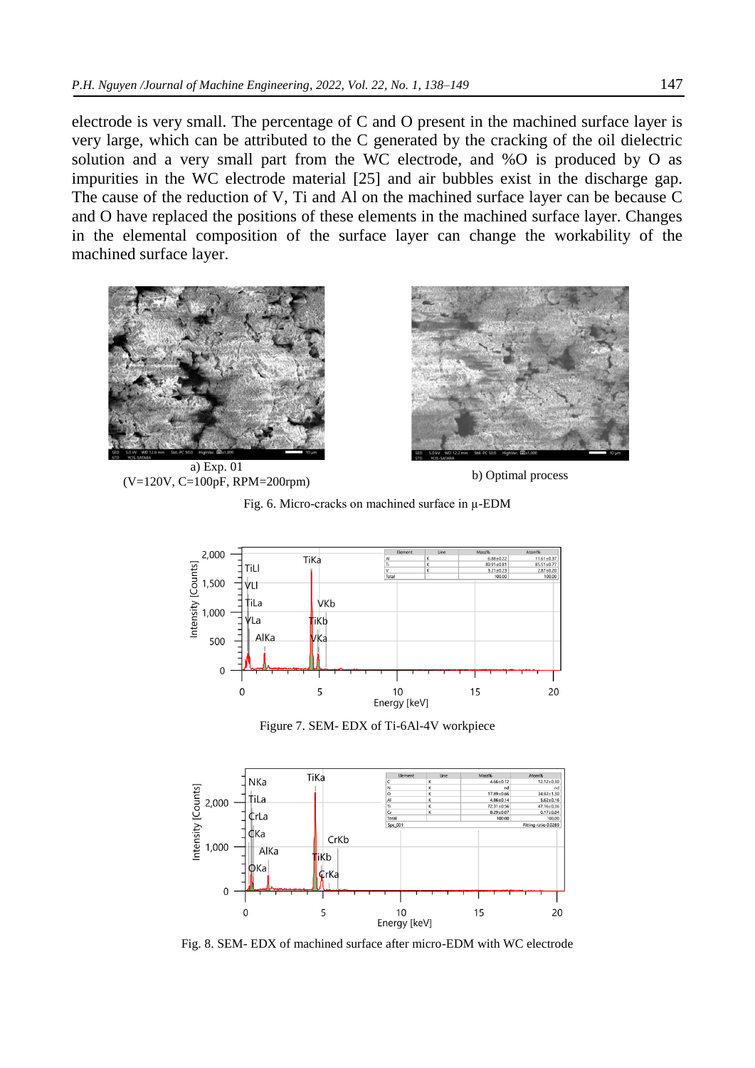electrode is very small. The percentage of C and O present in the machined surface layer is very large, which can be attributed to the C generated by the cracking of the oil dielectric solution and a very small part from the WC electrode, and %O is produced by O as impurities in the WC electrode material [25] and air bubbles exist in the discharge gap. The cause of the reduction of V, Ti and Al on the machined surface layer can be because C and O have replaced the positions of these elements in the machined surface layer. Changes in the elemental composition of the surface layer can change the workability of the machined surface layer.

a) Exp. 01
(V=120V, C=100pF, RPM=200rpm)

b) Optimal process

Fig. 6. Micro-cracks on machined surface in μ-EDM

Figure 7. SEM- EDX of Ti-6Al-4V workpiece

Fig. 8. SEM- EDX of machined surface after micro-EDM with WC electrode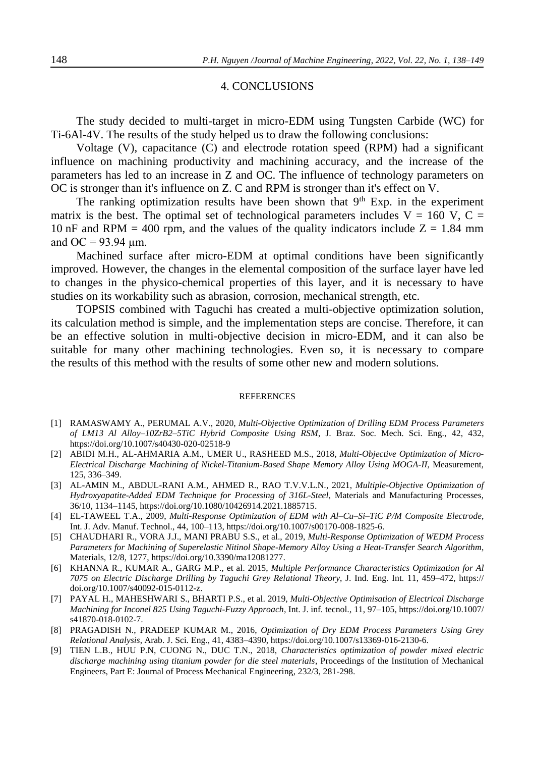## 4. CONCLUSIONS

The study decided to multi-target in micro-EDM using Tungsten Carbide (WC) for Ti-6Al-4V. The results of the study helped us to draw the following conclusions:

Voltage (V), capacitance (C) and electrode rotation speed (RPM) had a significant influence on machining productivity and machining accuracy, and the increase of the parameters has led to an increase in Z and OC. The influence of technology parameters on OC is stronger than it's influence on Z. C and RPM is stronger than it's effect on V.

The ranking optimization results have been shown that $9^{th}$ Exp. in the experiment matrix is the best. The optimal set of technological parameters includes V = 160 V, C = 10 nF and RPM = 400 rpm, and the values of the quality indicators include Z = 1.84 mm and OC = 93.94 μm.

Machined surface after micro-EDM at optimal conditions have been significantly improved. However, the changes in the elemental composition of the surface layer have led to changes in the physico-chemical properties of this layer, and it is necessary to have studies on its workability such as abrasion, corrosion, mechanical strength, etc.

TOPSIS combined with Taguchi has created a multi-objective optimization solution, its calculation method is simple, and the implementation steps are concise. Therefore, it can be an effective solution in multi-objective decision in micro-EDM, and it can also be suitable for many other machining technologies. Even so, it is necessary to compare the results of this method with the results of some other new and modern solutions.

### REFERENCES

[1] RAMASWAMY A., PERUMAL A.V., 2020, *Multi-Objective Optimization of Drilling EDM Process Parameters of LM13 Al Alloy–10ZrB2–5TiC Hybrid Composite Using RSM*, J. Braz. Soc. Mech. Sci. Eng., 42, 432, https://doi.org/10.1007/s40430-020-02518-9

[2] ABIDI M.H., AL-AHMARIA A.M., UMER U., RASHEED M.S., 2018, *Multi-Objective Optimization of Micro-Electrical Discharge Machining of Nickel-Titanium-Based Shape Memory Alloy Using MOGA-II*, Measurement, 125, 336–349.

[3] AL-AMIN M., ABDUL-RANI A.M., AHMED R., RAO T.V.V.L.N., 2021, *Multiple-Objective Optimization of Hydroxyapatite-Added EDM Technique for Processing of 316L-Steel*, Materials and Manufacturing Processes, 36/10, 1134–1145, https://doi.org/10.1080/10426914.2021.1885715.

[4] EL-TAWEEL T.A., 2009, *Multi-Response Optimization of EDM with Al–Cu–Si–TiC P/M Composite Electrode*, Int. J. Adv. Manuf. Technol., 44, 100–113, https://doi.org/10.1007/s00170-008-1825-6.

[5] CHAUDHARI R., VORA J.J., MANI PRABU S.S., et al., 2019, *Multi-Response Optimization of WEDM Process Parameters for Machining of Superelastic Nitinol Shape-Memory Alloy Using a Heat-Transfer Search Algorithm*, Materials, 12/8, 1277, https://doi.org/10.3390/ma12081277.

[6] KHANNA R., KUMAR A., GARG M.P., et al. 2015, *Multiple Performance Characteristics Optimization for Al 7075 on Electric Discharge Drilling by Taguchi Grey Relational Theory*, J. Ind. Eng. Int. 11, 459–472, https://doi.org/10.1007/s40092-015-0112-z.

[7] PAYAL H., MAHESHWARI S., BHARTI P.S., et al. 2019, *Multi-Objective Optimisation of Electrical Discharge Machining for Inconel 825 Using Taguchi-Fuzzy Approach*, Int. J. inf. tecnol., 11, 97–105, https://doi.org/10.1007/s41870-018-0102-7.

[8] PRAGADISH N., PRADEEP KUMAR M., 2016, *Optimization of Dry EDM Process Parameters Using Grey Relational Analysis*, Arab. J. Sci. Eng., 41, 4383–4390, https://doi.org/10.1007/s13369-016-2130-6.

[9] TIEN L.B., HUU P.N, CUONG N., DUC T.N., 2018, *Characteristics optimization of powder mixed electric discharge machining using titanium powder for die steel materials*, Proceedings of the Institution of Mechanical Engineers, Part E: Journal of Process Mechanical Engineering, 232/3, 281-298.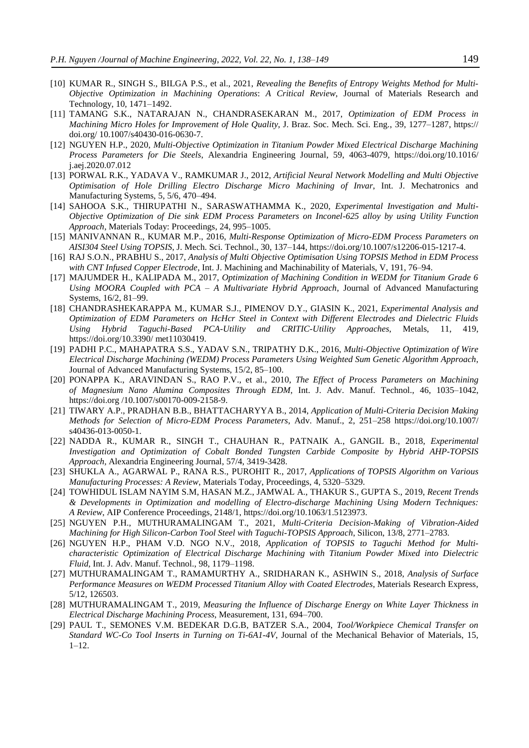[10] KUMAR R., SINGH S., BILGA P.S., et al., 2021, *Revealing the Benefits of Entropy Weights Method for Multi-Objective Optimization in Machining Operations*: *A Critical Review*, Journal of Materials Research and Technology, 10, 1471–1492.

[11] TAMANG S.K., NATARAJAN N., CHANDRASEKARAN M., 2017, *Optimization of EDM Process in Machining Micro Holes for Improvement of Hole Quality*, J. Braz. Soc. Mech. Sci. Eng., 39, 1277–1287, https:// doi.org/ 10.1007/s40430-016-0630-7.

[12] NGUYEN H.P., 2020, *Multi-Objective Optimization in Titanium Powder Mixed Electrical Discharge Machining Process Parameters for Die Steels*, Alexandria Engineering Journal, 59, 4063-4079, https://doi.org/10.1016/ j.aej.2020.07.012

[13] PORWAL R.K., YADAVA V., RAMKUMAR J., 2012, *Artificial Neural Network Modelling and Multi Objective Optimisation of Hole Drilling Electro Discharge Micro Machining of Invar*, Int. J. Mechatronics and Manufacturing Systems, 5, 5/6, 470–494.

[14] SAHOOA S.K., THIRUPATHI N., SARASWATHAMMA K., 2020, *Experimental Investigation and Multi-Objective Optimization of Die sink EDM Process Parameters on Inconel-625 alloy by using Utility Function Approach*, Materials Today: Proceedings, 24, 995–1005.

[15] MANIVANNAN R., KUMAR M.P., 2016, *Multi-Response Optimization of Micro-EDM Process Parameters on AISI304 Steel Using TOPSIS*, J. Mech. Sci. Technol., 30, 137–144, https://doi.org/10.1007/s12206-015-1217-4.

[16] RAJ S.O.N., PRABHU S., 2017, *Analysis of Multi Objective Optimisation Using TOPSIS Method in EDM Process with CNT Infused Copper Electrode*, Int. J. Machining and Machinability of Materials, V, 191, 76–94.

[17] MAJUMDER H., KALIPADA M., 2017, *Optimization of Machining Condition in WEDM for Titanium Grade 6 Using MOORA Coupled with PCA – A Multivariate Hybrid Approach*, Journal of Advanced Manufacturing Systems, 16/2, 81–99.

[18] CHANDRASHEKARAPPA M., KUMAR S.J., PIMENOV D.Y., GIASIN K., 2021, *Experimental Analysis and Optimization of EDM Parameters on HcHcr Steel in Context with Different Electrodes and Dielectric Fluids Using Hybrid Taguchi-Based PCA-Utility and CRITIC-Utility Approaches*, Metals, 11, 419, https://doi.org/10.3390/ met11030419.

[19] PADHI P.C., MAHAPATRA S.S., YADAV S.N., TRIPATHY D.K., 2016, *Multi-Objective Optimization of Wire Electrical Discharge Machining (WEDM) Process Parameters Using Weighted Sum Genetic Algorithm Approach*, Journal of Advanced Manufacturing Systems, 15/2, 85–100.

[20] PONAPPA K., ARAVINDAN S., RAO P.V., et al., 2010, *The Effect of Process Parameters on Machining of Magnesium Nano Alumina Composites Through EDM*, Int. J. Adv. Manuf. Technol., 46, 1035–1042, https://doi.org /10.1007/s00170-009-2158-9.

[21] TIWARY A.P., PRADHAN B.B., BHATTACHARYYA B., 2014, *Application of Multi-Criteria Decision Making Methods for Selection of Micro-EDM Process Parameters*, Adv. Manuf., 2, 251–258 https://doi.org/10.1007/ s40436-013-0050-1.

[22] NADDA R., KUMAR R., SINGH T., CHAUHAN R., PATNAIK A., GANGIL B., 2018, *Experimental Investigation and Optimization of Cobalt Bonded Tungsten Carbide Composite by Hybrid AHP-TOPSIS Approach*, Alexandria Engineering Journal, 57/4, 3419-3428.

[23] SHUKLA A., AGARWAL P., RANA R.S., PUROHIT R., 2017, *Applications of TOPSIS Algorithm on Various Manufacturing Processes: A Review*, Materials Today, Proceedings, 4, 5320–5329.

[24] TOWHIDUL ISLAM NAYIM S.M, HASAN M.Z., JAMWAL A., THAKUR S., GUPTA S., 2019, *Recent Trends & Developments in Optimization and modelling of Electro-discharge Machining Using Modern Techniques: A Review*, AIP Conference Proceedings, 2148/1, https://doi.org/10.1063/1.5123973.

[25] NGUYEN P.H., MUTHURAMALINGAM T., 2021, *Multi-Criteria Decision-Making of Vibration-Aided Machining for High Silicon-Carbon Tool Steel with Taguchi-TOPSIS Approach*, Silicon, 13/8, 2771–2783.

[26] NGUYEN H.P., PHAM V.D. NGO N.V., 2018, *Application of TOPSIS to Taguchi Method for Multi-characteristic Optimization of Electrical Discharge Machining with Titanium Powder Mixed into Dielectric Fluid*, Int. J. Adv. Manuf. Technol., 98, 1179–1198.

[27] MUTHURAMALINGAM T., RAMAMURTHY A., SRIDHARAN K., ASHWIN S., 2018, *Analysis of Surface Performance Measures on WEDM Processed Titanium Alloy with Coated Electrodes*, Materials Research Express, 5/12, 126503.

[28] MUTHURAMALINGAM T., 2019, *Measuring the Influence of Discharge Energy on White Layer Thickness in Electrical Discharge Machining Process*, Measurement, 131, 694–700.

[29] PAUL T., SEMONES V.M. BEDEKAR D.G.B, BATZER S.A., 2004, *Tool/Workpiece Chemical Transfer on Standard WC-Co Tool Inserts in Turning on Ti-6A1-4V*, Journal of the Mechanical Behavior of Materials, 15, 1–12.